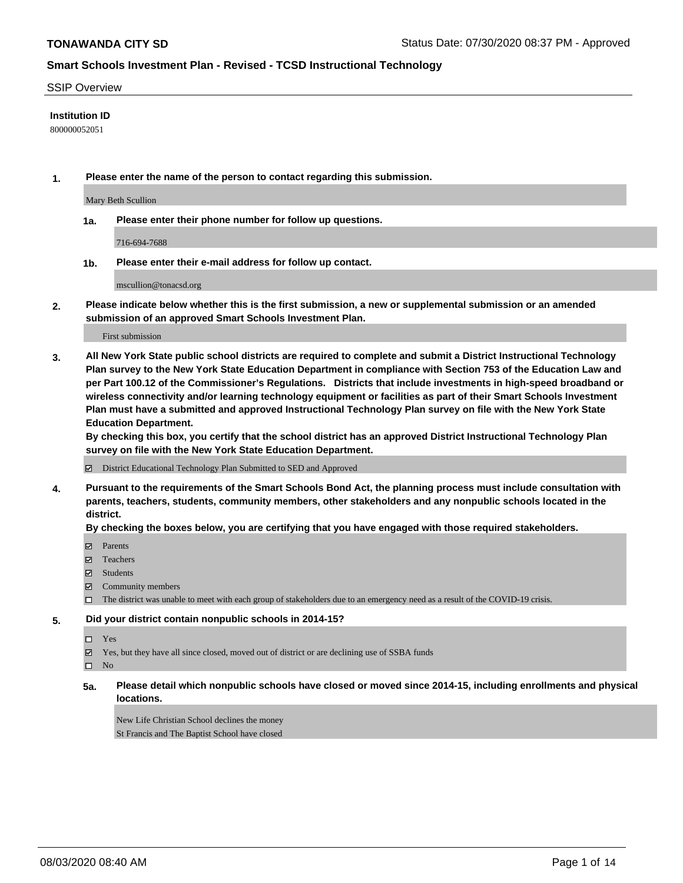**TONAWANDA CITY SD**

Status Date: 07/30/2020 08:37 PM - Approved

## Smart Schools Investment Plan - Revised - TCSD Instructional Technology

SSIP Overview

**Institution ID**

800000052051

**1. Please enter the name of the person to contact regarding this submission.**

Mary Beth Scullion

**1a. Please enter their phone number for follow up questions.**

716-694-7688

**1b. Please enter their e-mail address for follow up contact.**

mscullion@tonacsd.org

**2. Please indicate below whether this is the first submission, a new or supplemental submission or an amended submission of an approved Smart Schools Investment Plan.**

First submission

**3. All New York State public school districts are required to complete and submit a District Instructional Technology Plan survey to the New York State Education Department in compliance with Section 753 of the Education Law and per Part 100.12 of the Commissioner's Regulations. Districts that include investments in high-speed broadband or wireless connectivity and/or learning technology equipment or facilities as part of their Smart Schools Investment Plan must have a submitted and approved Instructional Technology Plan survey on file with the New York State Education Department.**

**By checking this box, you certify that the school district has an approved District Instructional Technology Plan survey on file with the New York State Education Department.**

- [x] District Educational Technology Plan Submitted to SED and Approved

**4. Pursuant to the requirements of the Smart Schools Bond Act, the planning process must include consultation with parents, teachers, students, community members, other stakeholders and any nonpublic schools located in the district.**

**By checking the boxes below, you are certifying that you have engaged with those required stakeholders.**

- [x] Parents
- [x] Teachers
- [x] Students
- [x] Community members
- [ ] The district was unable to meet with each group of stakeholders due to an emergency need as a result of the COVID-19 crisis.

**5. Did your district contain nonpublic schools in 2014-15?**

- [ ] Yes
- [x] Yes, but they have all since closed, moved out of district or are declining use of SSBA funds
- [ ] No

**5a. Please detail which nonpublic schools have closed or moved since 2014-15, including enrollments and physical locations.**

New Life Christian School declines the money
St Francis and The Baptist School have closed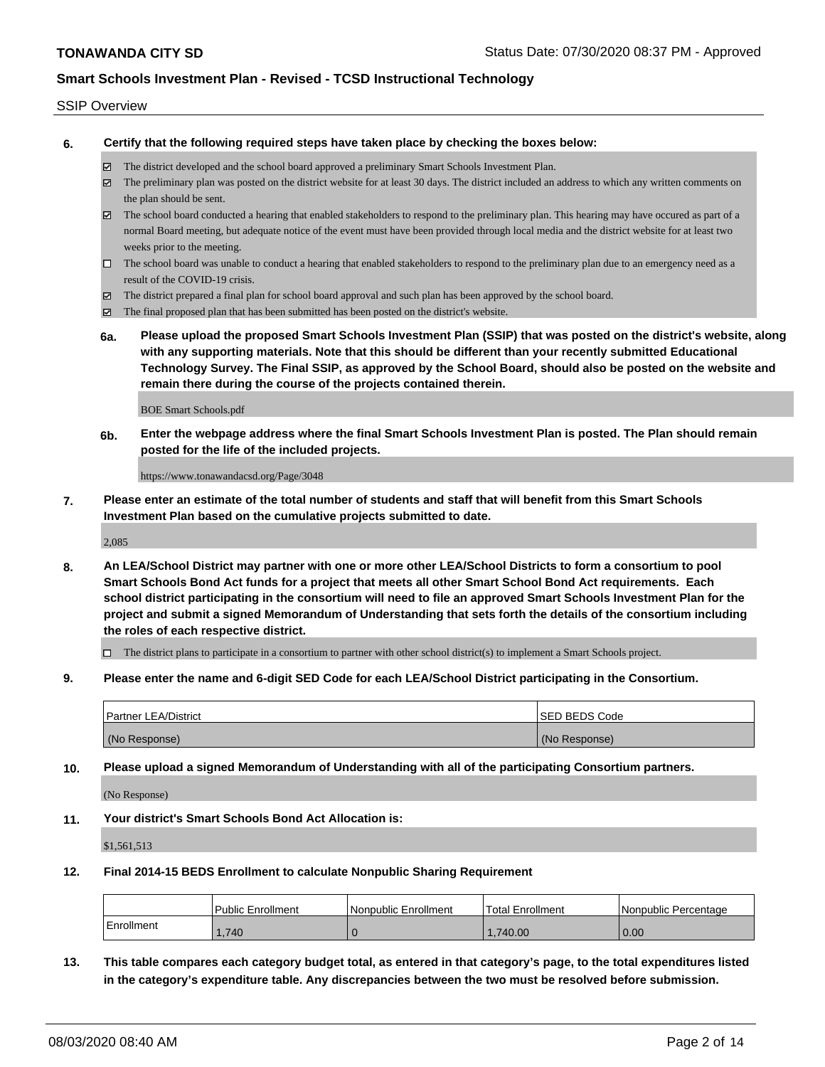## SSIP Overview

**6. Certify that the following required steps have taken place by checking the boxes below:**

- ☑ The district developed and the school board approved a preliminary Smart Schools Investment Plan.
- ☑ The preliminary plan was posted on the district website for at least 30 days. The district included an address to which any written comments on the plan should be sent.
- ☑ The school board conducted a hearing that enabled stakeholders to respond to the preliminary plan. This hearing may have occured as part of a normal Board meeting, but adequate notice of the event must have been provided through local media and the district website for at least two weeks prior to the meeting.
- ☐ The school board was unable to conduct a hearing that enabled stakeholders to respond to the preliminary plan due to an emergency need as a result of the COVID-19 crisis.
- ☑ The district prepared a final plan for school board approval and such plan has been approved by the school board.
- ☑ The final proposed plan that has been submitted has been posted on the district's website.

**6a. Please upload the proposed Smart Schools Investment Plan (SSIP) that was posted on the district's website, along with any supporting materials. Note that this should be different than your recently submitted Educational Technology Survey. The Final SSIP, as approved by the School Board, should also be posted on the website and remain there during the course of the projects contained therein.**

BOE Smart Schools.pdf

**6b. Enter the webpage address where the final Smart Schools Investment Plan is posted. The Plan should remain posted for the life of the included projects.**

https://www.tonawandacsd.org/Page/3048

**7. Please enter an estimate of the total number of students and staff that will benefit from this Smart Schools Investment Plan based on the cumulative projects submitted to date.**

2,085

**8. An LEA/School District may partner with one or more other LEA/School Districts to form a consortium to pool Smart Schools Bond Act funds for a project that meets all other Smart School Bond Act requirements. Each school district participating in the consortium will need to file an approved Smart Schools Investment Plan for the project and submit a signed Memorandum of Understanding that sets forth the details of the consortium including the roles of each respective district.**

- ☐ The district plans to participate in a consortium to partner with other school district(s) to implement a Smart Schools project.

**9. Please enter the name and 6-digit SED Code for each LEA/School District participating in the Consortium.**

| Partner LEA/District | SED BEDS Code |
|---|---|
| (No Response) | (No Response) |

**10. Please upload a signed Memorandum of Understanding with all of the participating Consortium partners.**

(No Response)

**11. Your district's Smart Schools Bond Act Allocation is:**

$1,561,513

**12. Final 2014-15 BEDS Enrollment to calculate Nonpublic Sharing Requirement**

| | Public Enrollment | Nonpublic Enrollment | Total Enrollment | Nonpublic Percentage |
|---|---|---|---|---|
| Enrollment | 1,740 | 0 | 1,740.00 | 0.00 |

**13. This table compares each category budget total, as entered in that category's page, to the total expenditures listed in the category's expenditure table. Any discrepancies between the two must be resolved before submission.**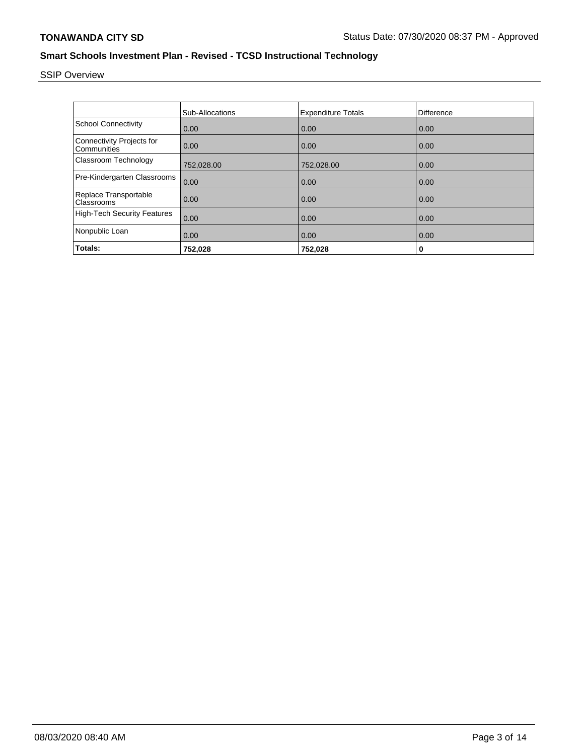# TONAWANDA CITY SD

Status Date: 07/30/2020 08:37 PM - Approved

## Smart Schools Investment Plan - Revised - TCSD Instructional Technology

SSIP Overview

| | Sub-Allocations | Expenditure Totals | Difference |
|---|---|---|---|
| School Connectivity | 0.00 | 0.00 | 0.00 |
| Connectivity Projects for Communities | 0.00 | 0.00 | 0.00 |
| Classroom Technology | 752,028.00 | 752,028.00 | 0.00 |
| Pre-Kindergarten Classrooms | 0.00 | 0.00 | 0.00 |
| Replace Transportable Classrooms | 0.00 | 0.00 | 0.00 |
| High-Tech Security Features | 0.00 | 0.00 | 0.00 |
| Nonpublic Loan | 0.00 | 0.00 | 0.00 |
| **Totals:** | **752,028** | **752,028** | **0** |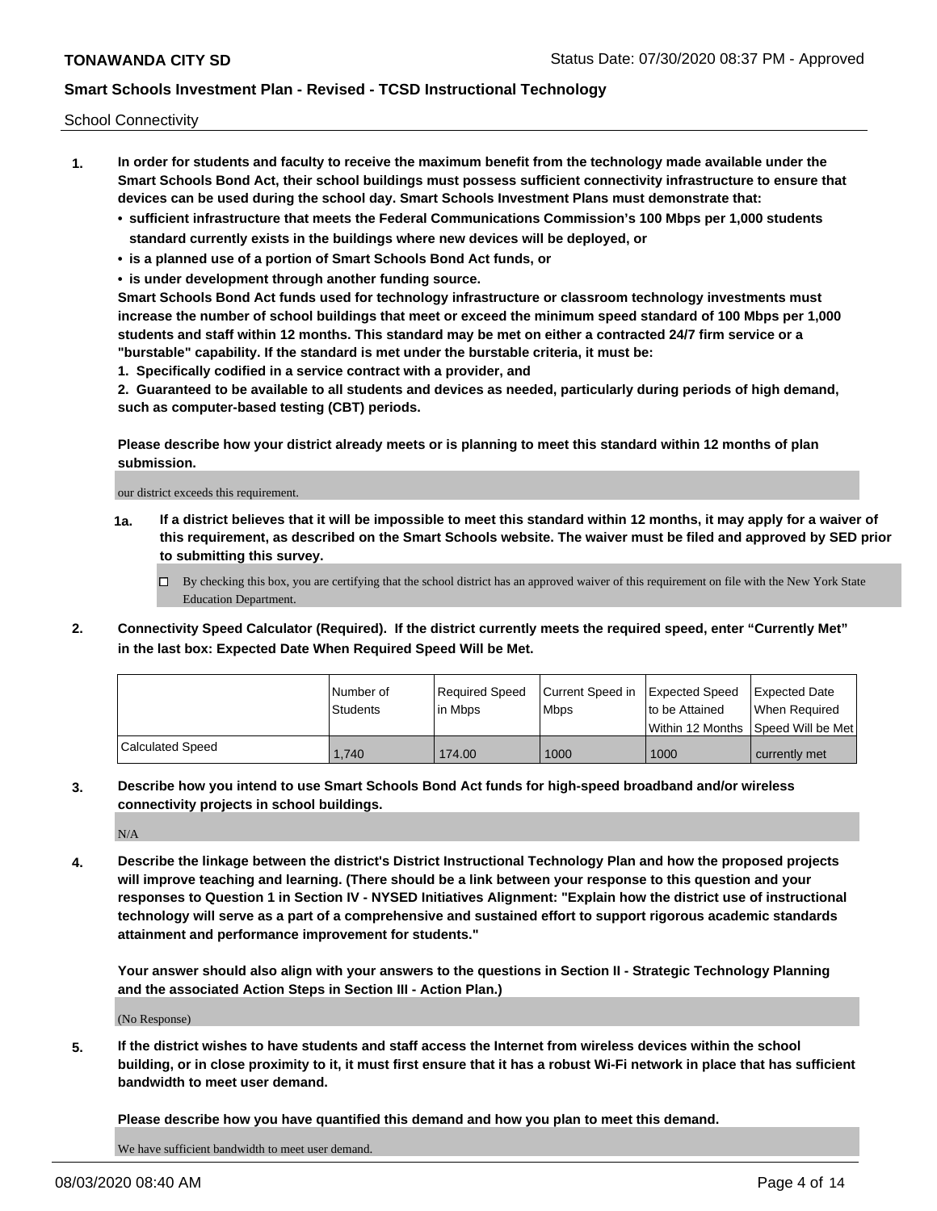School Connectivity

1. **In order for students and faculty to receive the maximum benefit from the technology made available under the Smart Schools Bond Act, their school buildings must possess sufficient connectivity infrastructure to ensure that devices can be used during the school day. Smart Schools Investment Plans must demonstrate that:**
   - **sufficient infrastructure that meets the Federal Communications Commission's 100 Mbps per 1,000 students standard currently exists in the buildings where new devices will be deployed, or**
   - **is a planned use of a portion of Smart Schools Bond Act funds, or**
   - **is under development through another funding source.**

   **Smart Schools Bond Act funds used for technology infrastructure or classroom technology investments must increase the number of school buildings that meet or exceed the minimum speed standard of 100 Mbps per 1,000 students and staff within 12 months. This standard may be met on either a contracted 24/7 firm service or a "burstable" capability. If the standard is met under the burstable criteria, it must be:**

   **1. Specifically codified in a service contract with a provider, and**

   **2. Guaranteed to be available to all students and devices as needed, particularly during periods of high demand, such as computer-based testing (CBT) periods.**

   **Please describe how your district already meets or is planning to meet this standard within 12 months of plan submission.**

   our district exceeds this requirement.

   **1a. If a district believes that it will be impossible to meet this standard within 12 months, it may apply for a waiver of this requirement, as described on the Smart Schools website. The waiver must be filed and approved by SED prior to submitting this survey.**

   ☐ By checking this box, you are certifying that the school district has an approved waiver of this requirement on file with the New York State Education Department.

2. **Connectivity Speed Calculator (Required). If the district currently meets the required speed, enter "Currently Met" in the last box: Expected Date When Required Speed Will be Met.**

|  | Number of Students | Required Speed in Mbps | Current Speed in Mbps | Expected Speed to be Attained Within 12 Months | Expected Date When Required Speed Will be Met |
|---|---|---|---|---|---|
| Calculated Speed | 1,740 | 174.00 | 1000 | 1000 | currently met |

3. **Describe how you intend to use Smart Schools Bond Act funds for high-speed broadband and/or wireless connectivity projects in school buildings.**

   N/A

4. **Describe the linkage between the district's District Instructional Technology Plan and how the proposed projects will improve teaching and learning. (There should be a link between your response to this question and your responses to Question 1 in Section IV - NYSED Initiatives Alignment: "Explain how the district use of instructional technology will serve as a part of a comprehensive and sustained effort to support rigorous academic standards attainment and performance improvement for students."**

   **Your answer should also align with your answers to the questions in Section II - Strategic Technology Planning and the associated Action Steps in Section III - Action Plan.)**

   (No Response)

5. **If the district wishes to have students and staff access the Internet from wireless devices within the school building, or in close proximity to it, it must first ensure that it has a robust Wi-Fi network in place that has sufficient bandwidth to meet user demand.**

   **Please describe how you have quantified this demand and how you plan to meet this demand.**

   We have sufficient bandwidth to meet user demand.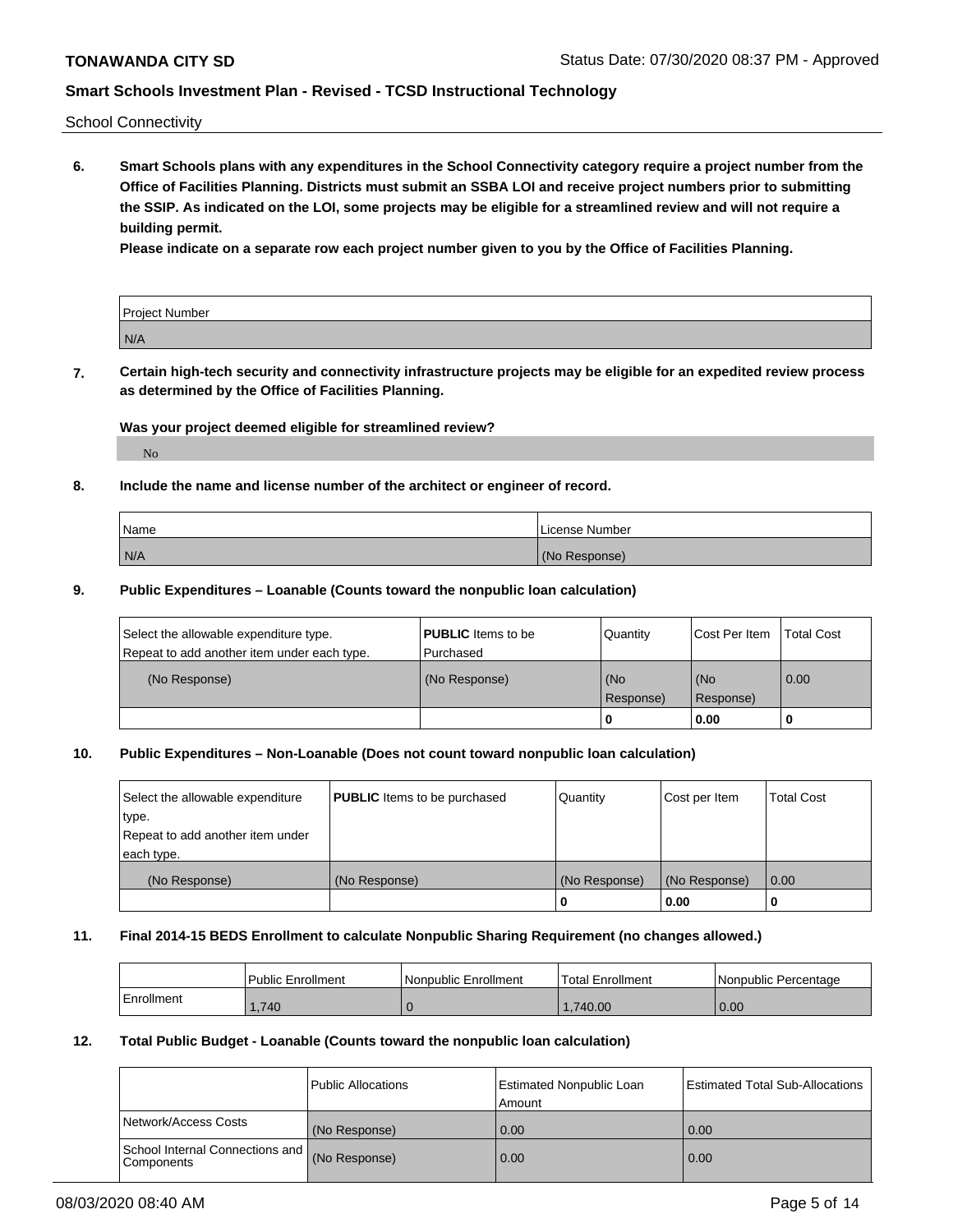School Connectivity

**6. Smart Schools plans with any expenditures in the School Connectivity category require a project number from the Office of Facilities Planning. Districts must submit an SSBA LOI and receive project numbers prior to submitting the SSIP. As indicated on the LOI, some projects may be eligible for a streamlined review and will not require a building permit.**

**Please indicate on a separate row each project number given to you by the Office of Facilities Planning.**

| Project Number |
| --- |
| N/A |

**7. Certain high-tech security and connectivity infrastructure projects may be eligible for an expedited review process as determined by the Office of Facilities Planning.**

**Was your project deemed eligible for streamlined review?**

No

**8. Include the name and license number of the architect or engineer of record.**

| Name | License Number |
| --- | --- |
| N/A | (No Response) |

**9. Public Expenditures – Loanable (Counts toward the nonpublic loan calculation)**

| Select the allowable expenditure type. Repeat to add another item under each type. | **PUBLIC** Items to be Purchased | Quantity | Cost Per Item | Total Cost |
| --- | --- | --- | --- | --- |
| (No Response) | (No Response) | (No Response) | (No Response) | 0.00 |
| | | 0 | 0.00 | 0 |

**10. Public Expenditures – Non-Loanable (Does not count toward nonpublic loan calculation)**

| Select the allowable expenditure type. Repeat to add another item under each type. | **PUBLIC** Items to be purchased | Quantity | Cost per Item | Total Cost |
| --- | --- | --- | --- | --- |
| (No Response) | (No Response) | (No Response) | (No Response) | 0.00 |
| | | 0 | 0.00 | 0 |

**11. Final 2014-15 BEDS Enrollment to calculate Nonpublic Sharing Requirement (no changes allowed.)**

| | Public Enrollment | Nonpublic Enrollment | Total Enrollment | Nonpublic Percentage |
| --- | --- | --- | --- | --- |
| Enrollment | 1,740 | 0 | 1,740.00 | 0.00 |

**12. Total Public Budget - Loanable (Counts toward the nonpublic loan calculation)**

| | Public Allocations | Estimated Nonpublic Loan Amount | Estimated Total Sub-Allocations |
| --- | --- | --- | --- |
| Network/Access Costs | (No Response) | 0.00 | 0.00 |
| School Internal Connections and Components | (No Response) | 0.00 | 0.00 |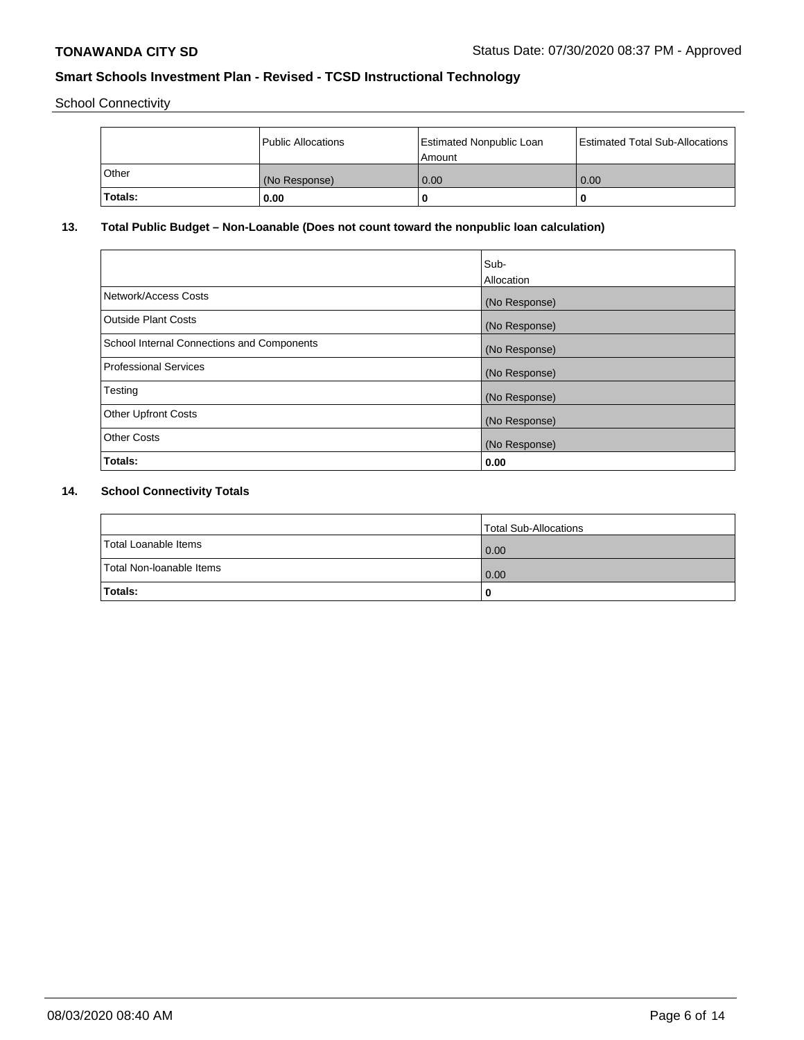School Connectivity

| | Public Allocations | Estimated Nonpublic Loan Amount | Estimated Total Sub-Allocations |
|---|---|---|---|
| Other | (No Response) | 0.00 | 0.00 |
| **Totals:** | **0.00** | **0** | **0** |

## 13. Total Public Budget – Non-Loanable (Does not count toward the nonpublic loan calculation)

| | Sub-Allocation |
|---|---|
| Network/Access Costs | (No Response) |
| Outside Plant Costs | (No Response) |
| School Internal Connections and Components | (No Response) |
| Professional Services | (No Response) |
| Testing | (No Response) |
| Other Upfront Costs | (No Response) |
| Other Costs | (No Response) |
| **Totals:** | **0.00** |

## 14. School Connectivity Totals

| | Total Sub-Allocations |
|---|---|
| Total Loanable Items | 0.00 |
| Total Non-loanable Items | 0.00 |
| **Totals:** | **0** |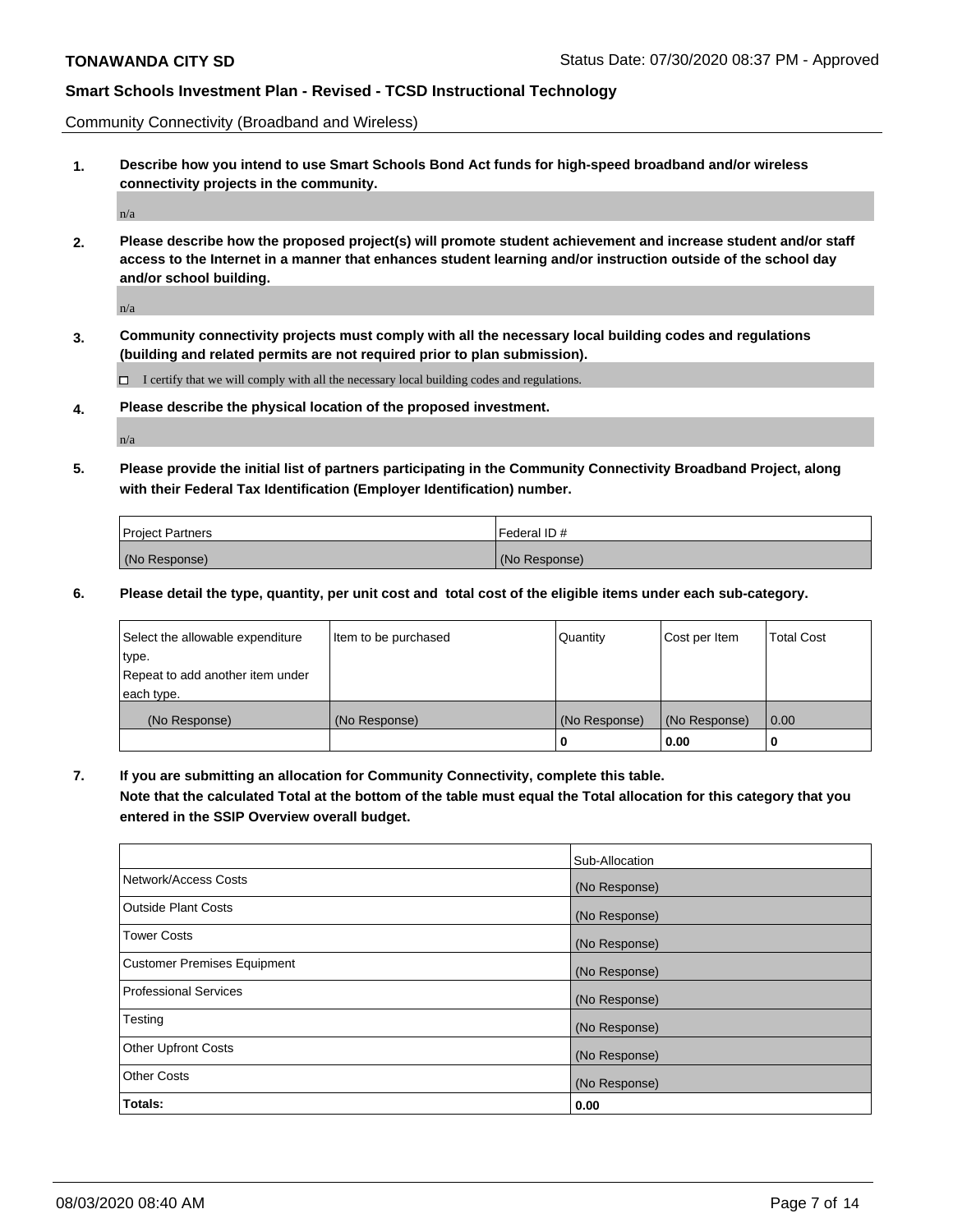**TONAWANDA CITY SD** Status Date: 07/30/2020 08:37 PM - Approved

**Smart Schools Investment Plan - Revised - TCSD Instructional Technology**

Community Connectivity (Broadband and Wireless)

**1. Describe how you intend to use Smart Schools Bond Act funds for high-speed broadband and/or wireless connectivity projects in the community.**

n/a

**2. Please describe how the proposed project(s) will promote student achievement and increase student and/or staff access to the Internet in a manner that enhances student learning and/or instruction outside of the school day and/or school building.**

n/a

**3. Community connectivity projects must comply with all the necessary local building codes and regulations (building and related permits are not required prior to plan submission).**

☐ I certify that we will comply with all the necessary local building codes and regulations.

**4. Please describe the physical location of the proposed investment.**

n/a

**5. Please provide the initial list of partners participating in the Community Connectivity Broadband Project, along with their Federal Tax Identification (Employer Identification) number.**

| Project Partners | Federal ID # |
|---|---|
| (No Response) | (No Response) |

**6. Please detail the type, quantity, per unit cost and total cost of the eligible items under each sub-category.**

| Select the allowable expenditure type. Repeat to add another item under each type. | Item to be purchased | Quantity | Cost per Item | Total Cost |
|---|---|---|---|---|
| (No Response) | (No Response) | (No Response) | (No Response) | 0.00 |
| | | **0** | **0.00** | **0** |

**7. If you are submitting an allocation for Community Connectivity, complete this table. Note that the calculated Total at the bottom of the table must equal the Total allocation for this category that you entered in the SSIP Overview overall budget.**

| | Sub-Allocation |
|---|---|
| Network/Access Costs | (No Response) |
| Outside Plant Costs | (No Response) |
| Tower Costs | (No Response) |
| Customer Premises Equipment | (No Response) |
| Professional Services | (No Response) |
| Testing | (No Response) |
| Other Upfront Costs | (No Response) |
| Other Costs | (No Response) |
| **Totals:** | **0.00** |

08/03/2020 08:40 AM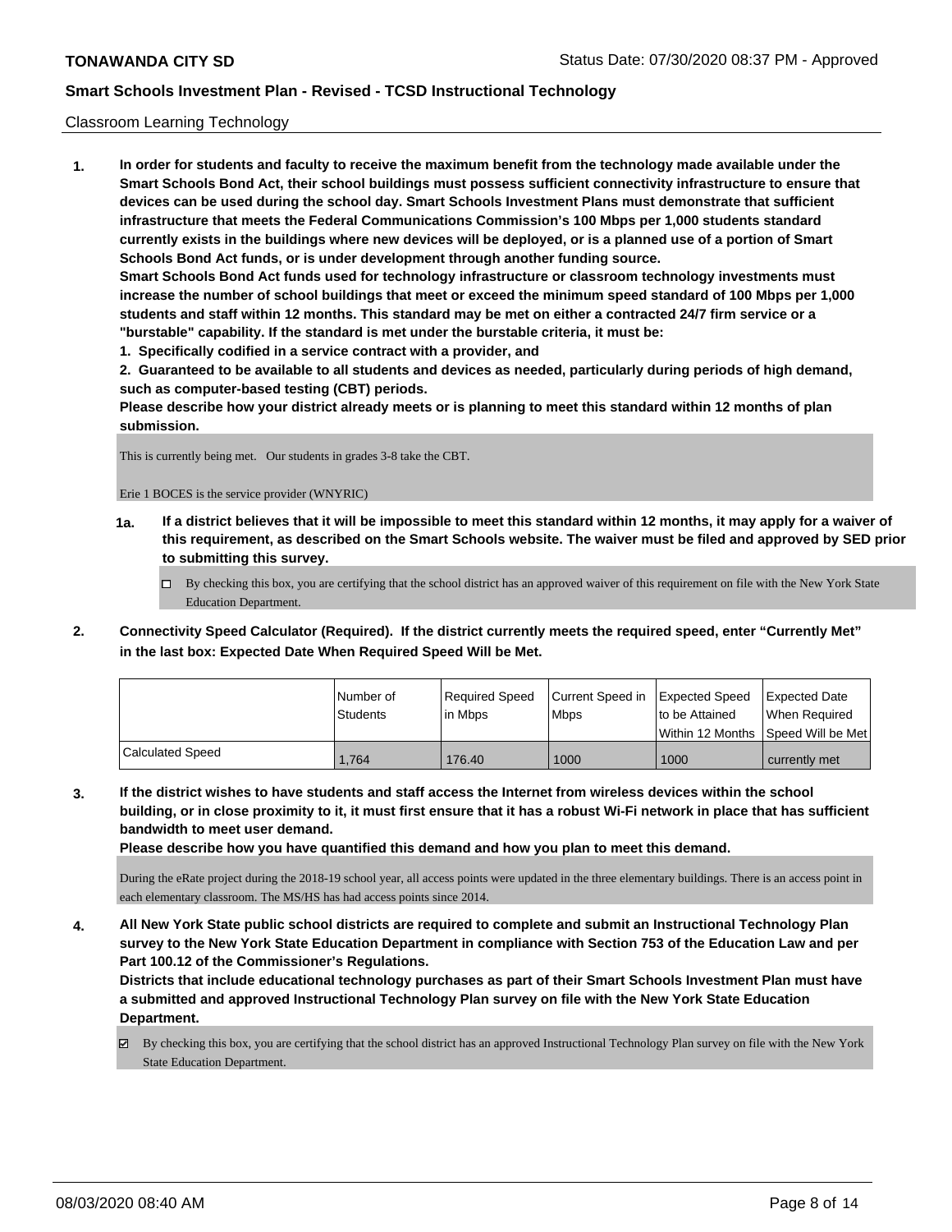Classroom Learning Technology

**1. In order for students and faculty to receive the maximum benefit from the technology made available under the Smart Schools Bond Act, their school buildings must possess sufficient connectivity infrastructure to ensure that devices can be used during the school day. Smart Schools Investment Plans must demonstrate that sufficient infrastructure that meets the Federal Communications Commission's 100 Mbps per 1,000 students standard currently exists in the buildings where new devices will be deployed, or is a planned use of a portion of Smart Schools Bond Act funds, or is under development through another funding source.**

**Smart Schools Bond Act funds used for technology infrastructure or classroom technology investments must increase the number of school buildings that meet or exceed the minimum speed standard of 100 Mbps per 1,000 students and staff within 12 months. This standard may be met on either a contracted 24/7 firm service or a "burstable" capability. If the standard is met under the burstable criteria, it must be:**

**1. Specifically codified in a service contract with a provider, and**

**2. Guaranteed to be available to all students and devices as needed, particularly during periods of high demand, such as computer-based testing (CBT) periods.**

**Please describe how your district already meets or is planning to meet this standard within 12 months of plan submission.**

This is currently being met. Our students in grades 3-8 take the CBT.

Erie 1 BOCES is the service provider (WNYRIC)

**1a. If a district believes that it will be impossible to meet this standard within 12 months, it may apply for a waiver of this requirement, as described on the Smart Schools website. The waiver must be filed and approved by SED prior to submitting this survey.**

☐ By checking this box, you are certifying that the school district has an approved waiver of this requirement on file with the New York State Education Department.

**2. Connectivity Speed Calculator (Required). If the district currently meets the required speed, enter "Currently Met" in the last box: Expected Date When Required Speed Will be Met.**

| | Number of Students | Required Speed in Mbps | Current Speed in Mbps | Expected Speed to be Attained Within 12 Months | Expected Date When Required Speed Will be Met |
|---|---|---|---|---|---|
| Calculated Speed | 1,764 | 176.40 | 1000 | 1000 | currently met |

**3. If the district wishes to have students and staff access the Internet from wireless devices within the school building, or in close proximity to it, it must first ensure that it has a robust Wi-Fi network in place that has sufficient bandwidth to meet user demand.**

**Please describe how you have quantified this demand and how you plan to meet this demand.**

During the eRate project during the 2018-19 school year, all access points were updated in the three elementary buildings. There is an access point in each elementary classroom. The MS/HS has had access points since 2014.

**4. All New York State public school districts are required to complete and submit an Instructional Technology Plan survey to the New York State Education Department in compliance with Section 753 of the Education Law and per Part 100.12 of the Commissioner's Regulations.**

**Districts that include educational technology purchases as part of their Smart Schools Investment Plan must have a submitted and approved Instructional Technology Plan survey on file with the New York State Education Department.**

☑ By checking this box, you are certifying that the school district has an approved Instructional Technology Plan survey on file with the New York State Education Department.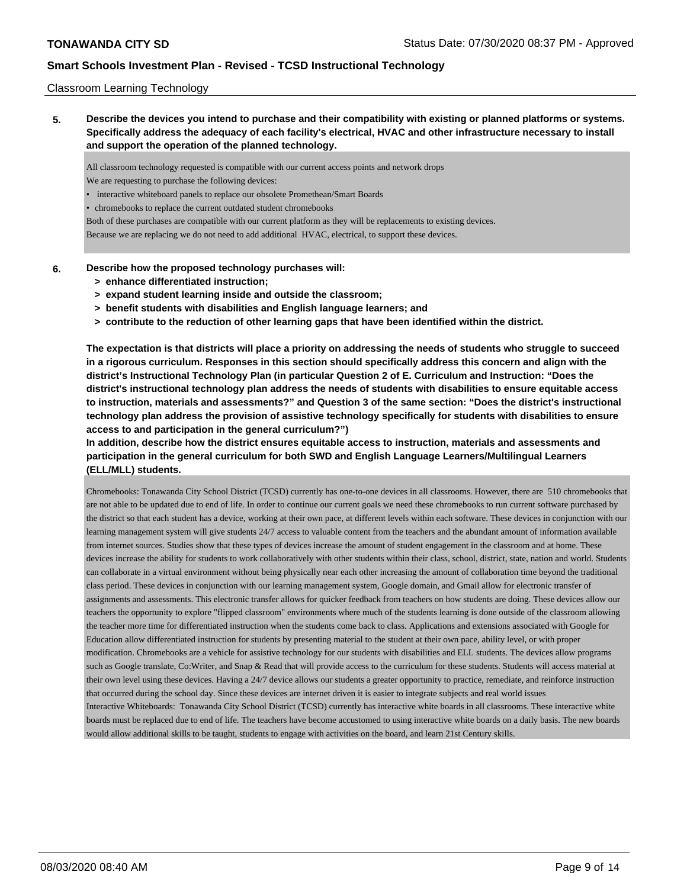Classroom Learning Technology

**5. Describe the devices you intend to purchase and their compatibility with existing or planned platforms or systems. Specifically address the adequacy of each facility's electrical, HVAC and other infrastructure necessary to install and support the operation of the planned technology.**

All classroom technology requested is compatible with our current access points and network drops

We are requesting to purchase the following devices:

- interactive whiteboard panels to replace our obsolete Promethean/Smart Boards
- chromebooks to replace the current outdated student chromebooks

Both of these purchases are compatible with our current platform as they will be replacements to existing devices.

Because we are replacing we do not need to add additional HVAC, electrical, to support these devices.

**6. Describe how the proposed technology purchases will:**
- **> enhance differentiated instruction;**
- **> expand student learning inside and outside the classroom;**
- **> benefit students with disabilities and English language learners; and**
- **> contribute to the reduction of other learning gaps that have been identified within the district.**

**The expectation is that districts will place a priority on addressing the needs of students who struggle to succeed in a rigorous curriculum. Responses in this section should specifically address this concern and align with the district's Instructional Technology Plan (in particular Question 2 of E. Curriculum and Instruction: "Does the district's instructional technology plan address the needs of students with disabilities to ensure equitable access to instruction, materials and assessments?" and Question 3 of the same section: "Does the district's instructional technology plan address the provision of assistive technology specifically for students with disabilities to ensure access to and participation in the general curriculum?")**

**In addition, describe how the district ensures equitable access to instruction, materials and assessments and participation in the general curriculum for both SWD and English Language Learners/Multilingual Learners (ELL/MLL) students.**

Chromebooks: Tonawanda City School District (TCSD) currently has one-to-one devices in all classrooms. However, there are 510 chromebooks that are not able to be updated due to end of life. In order to continue our current goals we need these chromebooks to run current software purchased by the district so that each student has a device, working at their own pace, at different levels within each software. These devices in conjunction with our learning management system will give students 24/7 access to valuable content from the teachers and the abundant amount of information available from internet sources. Studies show that these types of devices increase the amount of student engagement in the classroom and at home. These devices increase the ability for students to work collaboratively with other students within their class, school, district, state, nation and world. Students can collaborate in a virtual environment without being physically near each other increasing the amount of collaboration time beyond the traditional class period. These devices in conjunction with our learning management system, Google domain, and Gmail allow for electronic transfer of assignments and assessments. This electronic transfer allows for quicker feedback from teachers on how students are doing. These devices allow our teachers the opportunity to explore "flipped classroom" environments where much of the students learning is done outside of the classroom allowing the teacher more time for differentiated instruction when the students come back to class. Applications and extensions associated with Google for Education allow differentiated instruction for students by presenting material to the student at their own pace, ability level, or with proper modification. Chromebooks are a vehicle for assistive technology for our students with disabilities and ELL students. The devices allow programs such as Google translate, Co:Writer, and Snap & Read that will provide access to the curriculum for these students. Students will access material at their own level using these devices. Having a 24/7 device allows our students a greater opportunity to practice, remediate, and reinforce instruction that occurred during the school day. Since these devices are internet driven it is easier to integrate subjects and real world issues

Interactive Whiteboards: Tonawanda City School District (TCSD) currently has interactive white boards in all classrooms. These interactive white boards must be replaced due to end of life. The teachers have become accustomed to using interactive white boards on a daily basis. The new boards would allow additional skills to be taught, students to engage with activities on the board, and learn 21st Century skills.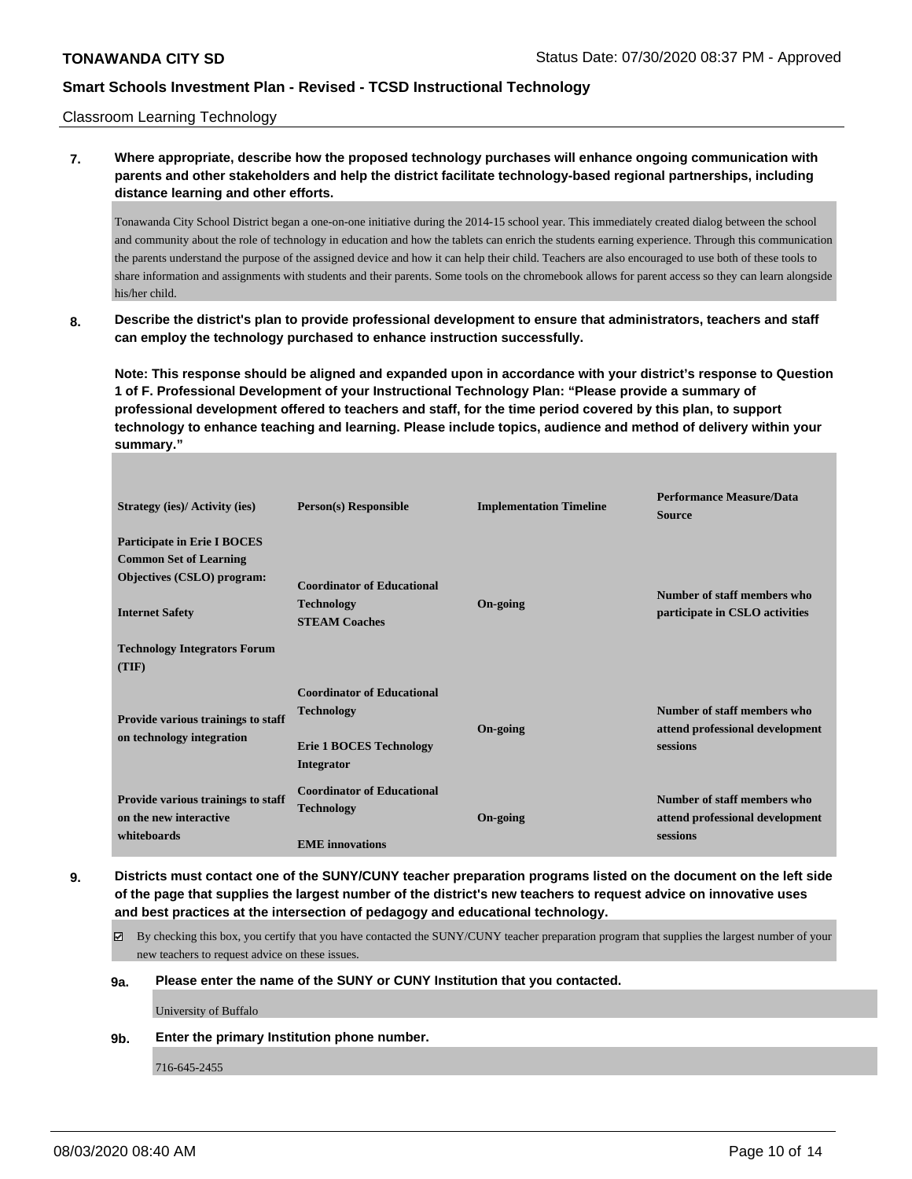Classroom Learning Technology

**7. Where appropriate, describe how the proposed technology purchases will enhance ongoing communication with parents and other stakeholders and help the district facilitate technology-based regional partnerships, including distance learning and other efforts.**

Tonawanda City School District began a one-on-one initiative during the 2014-15 school year. This immediately created dialog between the school and community about the role of technology in education and how the tablets can enrich the students earning experience. Through this communication the parents understand the purpose of the assigned device and how it can help their child. Teachers are also encouraged to use both of these tools to share information and assignments with students and their parents. Some tools on the chromebook allows for parent access so they can learn alongside his/her child.

**8. Describe the district's plan to provide professional development to ensure that administrators, teachers and staff can employ the technology purchased to enhance instruction successfully.**

**Note: This response should be aligned and expanded upon in accordance with your district's response to Question 1 of F. Professional Development of your Instructional Technology Plan: "Please provide a summary of professional development offered to teachers and staff, for the time period covered by this plan, to support technology to enhance teaching and learning. Please include topics, audience and method of delivery within your summary."**

| Strategy (ies)/ Activity (ies) | Person(s) Responsible | Implementation Timeline | Performance Measure/Data Source |
|---|---|---|---|
| Participate in Erie I BOCES Common Set of Learning Objectives (CSLO) program: Internet Safety; Technology Integrators Forum (TIF) | Coordinator of Educational Technology; STEAM Coaches | On-going | Number of staff members who participate in CSLO activities |
| Provide various trainings to staff on technology integration | Coordinator of Educational Technology; Erie 1 BOCES Technology Integrator | On-going | Number of staff members who attend professional development sessions |
| Provide various trainings to staff on the new interactive whiteboards | Coordinator of Educational Technology; EME innovations | On-going | Number of staff members who attend professional development sessions |

**9. Districts must contact one of the SUNY/CUNY teacher preparation programs listed on the document on the left side of the page that supplies the largest number of the district's new teachers to request advice on innovative uses and best practices at the intersection of pedagogy and educational technology.**

☑ By checking this box, you certify that you have contacted the SUNY/CUNY teacher preparation program that supplies the largest number of your new teachers to request advice on these issues.

**9a. Please enter the name of the SUNY or CUNY Institution that you contacted.**

University of Buffalo

**9b. Enter the primary Institution phone number.**

716-645-2455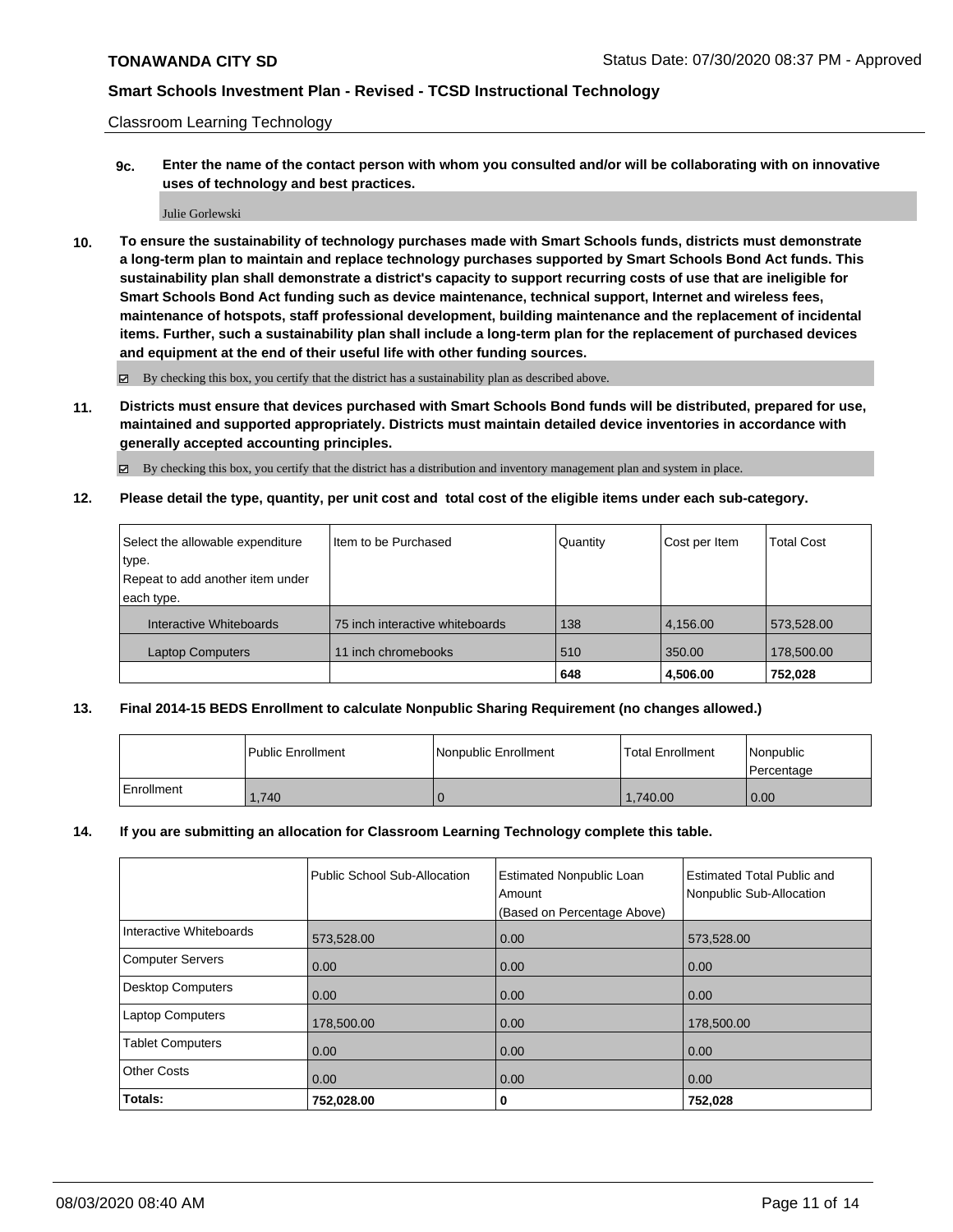Classroom Learning Technology

**9c. Enter the name of the contact person with whom you consulted and/or will be collaborating with on innovative uses of technology and best practices.**

Julie Gorlewski

**10. To ensure the sustainability of technology purchases made with Smart Schools funds, districts must demonstrate a long-term plan to maintain and replace technology purchases supported by Smart Schools Bond Act funds. This sustainability plan shall demonstrate a district's capacity to support recurring costs of use that are ineligible for Smart Schools Bond Act funding such as device maintenance, technical support, Internet and wireless fees, maintenance of hotspots, staff professional development, building maintenance and the replacement of incidental items. Further, such a sustainability plan shall include a long-term plan for the replacement of purchased devices and equipment at the end of their useful life with other funding sources.**

☑ By checking this box, you certify that the district has a sustainability plan as described above.

**11. Districts must ensure that devices purchased with Smart Schools Bond funds will be distributed, prepared for use, maintained and supported appropriately. Districts must maintain detailed device inventories in accordance with generally accepted accounting principles.**

☑ By checking this box, you certify that the district has a distribution and inventory management plan and system in place.

**12. Please detail the type, quantity, per unit cost and total cost of the eligible items under each sub-category.**

| Select the allowable expenditure type. Repeat to add another item under each type. | Item to be Purchased | Quantity | Cost per Item | Total Cost |
|---|---|---|---|---|
| Interactive Whiteboards | 75 inch interactive whiteboards | 138 | 4,156.00 | 573,528.00 |
| Laptop Computers | 11 inch chromebooks | 510 | 350.00 | 178,500.00 |
| | | **648** | **4,506.00** | **752,028** |

**13. Final 2014-15 BEDS Enrollment to calculate Nonpublic Sharing Requirement (no changes allowed.)**

| | Public Enrollment | Nonpublic Enrollment | Total Enrollment | Nonpublic Percentage |
|---|---|---|---|---|
| Enrollment | 1,740 | 0 | 1,740.00 | 0.00 |

**14. If you are submitting an allocation for Classroom Learning Technology complete this table.**

| | Public School Sub-Allocation | Estimated Nonpublic Loan Amount (Based on Percentage Above) | Estimated Total Public and Nonpublic Sub-Allocation |
|---|---|---|---|
| Interactive Whiteboards | 573,528.00 | 0.00 | 573,528.00 |
| Computer Servers | 0.00 | 0.00 | 0.00 |
| Desktop Computers | 0.00 | 0.00 | 0.00 |
| Laptop Computers | 178,500.00 | 0.00 | 178,500.00 |
| Tablet Computers | 0.00 | 0.00 | 0.00 |
| Other Costs | 0.00 | 0.00 | 0.00 |
| **Totals:** | **752,028.00** | **0** | **752,028** |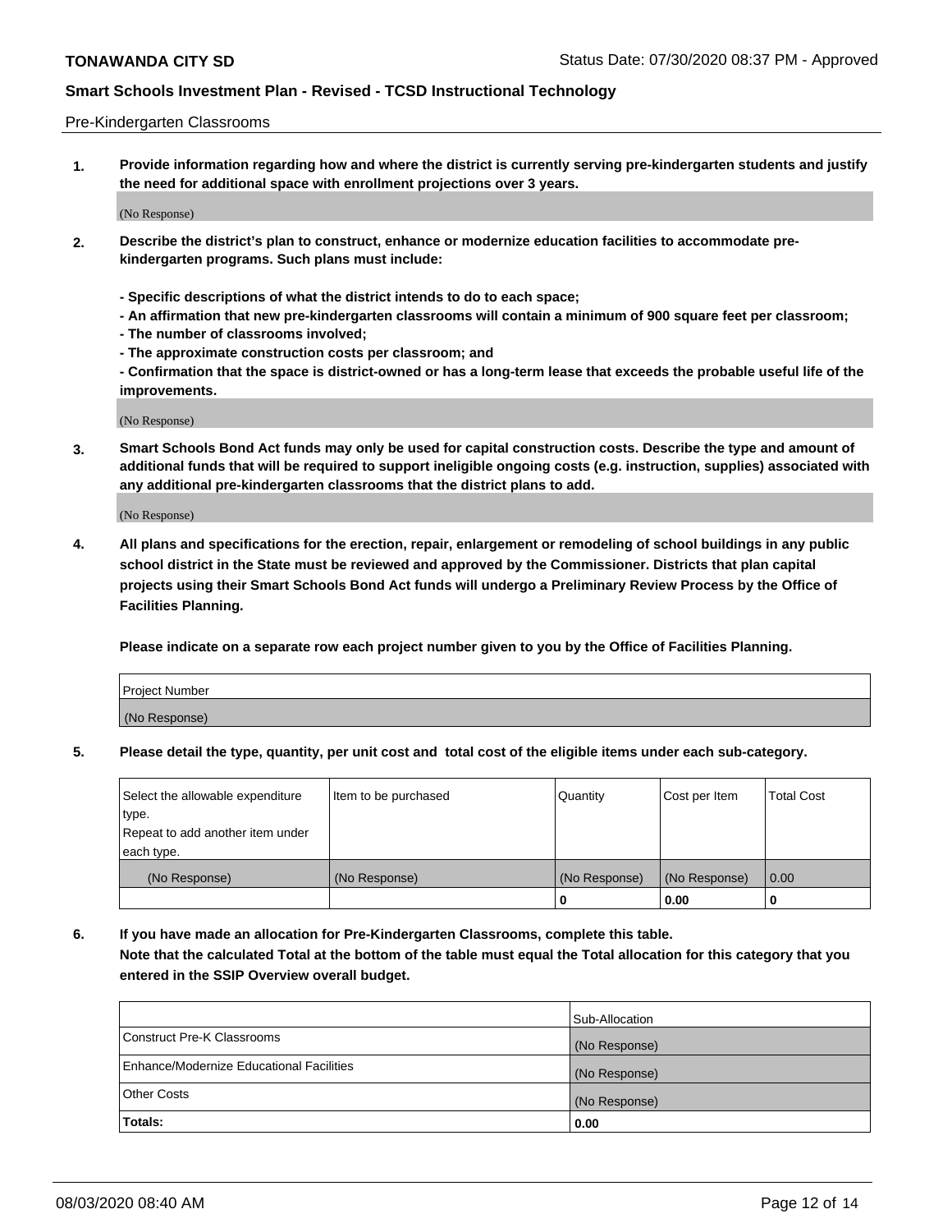Pre-Kindergarten Classrooms

**1. Provide information regarding how and where the district is currently serving pre-kindergarten students and justify the need for additional space with enrollment projections over 3 years.**

(No Response)

**2. Describe the district's plan to construct, enhance or modernize education facilities to accommodate pre-kindergarten programs. Such plans must include:**

**- Specific descriptions of what the district intends to do to each space;**
**- An affirmation that new pre-kindergarten classrooms will contain a minimum of 900 square feet per classroom;**
**- The number of classrooms involved;**
**- The approximate construction costs per classroom; and**
**- Confirmation that the space is district-owned or has a long-term lease that exceeds the probable useful life of the improvements.**

(No Response)

**3. Smart Schools Bond Act funds may only be used for capital construction costs. Describe the type and amount of additional funds that will be required to support ineligible ongoing costs (e.g. instruction, supplies) associated with any additional pre-kindergarten classrooms that the district plans to add.**

(No Response)

**4. All plans and specifications for the erection, repair, enlargement or remodeling of school buildings in any public school district in the State must be reviewed and approved by the Commissioner. Districts that plan capital projects using their Smart Schools Bond Act funds will undergo a Preliminary Review Process by the Office of Facilities Planning.**

**Please indicate on a separate row each project number given to you by the Office of Facilities Planning.**

| Project Number |
|---|
| (No Response) |

**5. Please detail the type, quantity, per unit cost and total cost of the eligible items under each sub-category.**

| Select the allowable expenditure type. Repeat to add another item under each type. | Item to be purchased | Quantity | Cost per Item | Total Cost |
|---|---|---|---|---|
| (No Response) | (No Response) | (No Response) | (No Response) | 0.00 |
| | | 0 | 0.00 | 0 |

**6. If you have made an allocation for Pre-Kindergarten Classrooms, complete this table. Note that the calculated Total at the bottom of the table must equal the Total allocation for this category that you entered in the SSIP Overview overall budget.**

| | Sub-Allocation |
|---|---|
| Construct Pre-K Classrooms | (No Response) |
| Enhance/Modernize Educational Facilities | (No Response) |
| Other Costs | (No Response) |
| **Totals:** | **0.00** |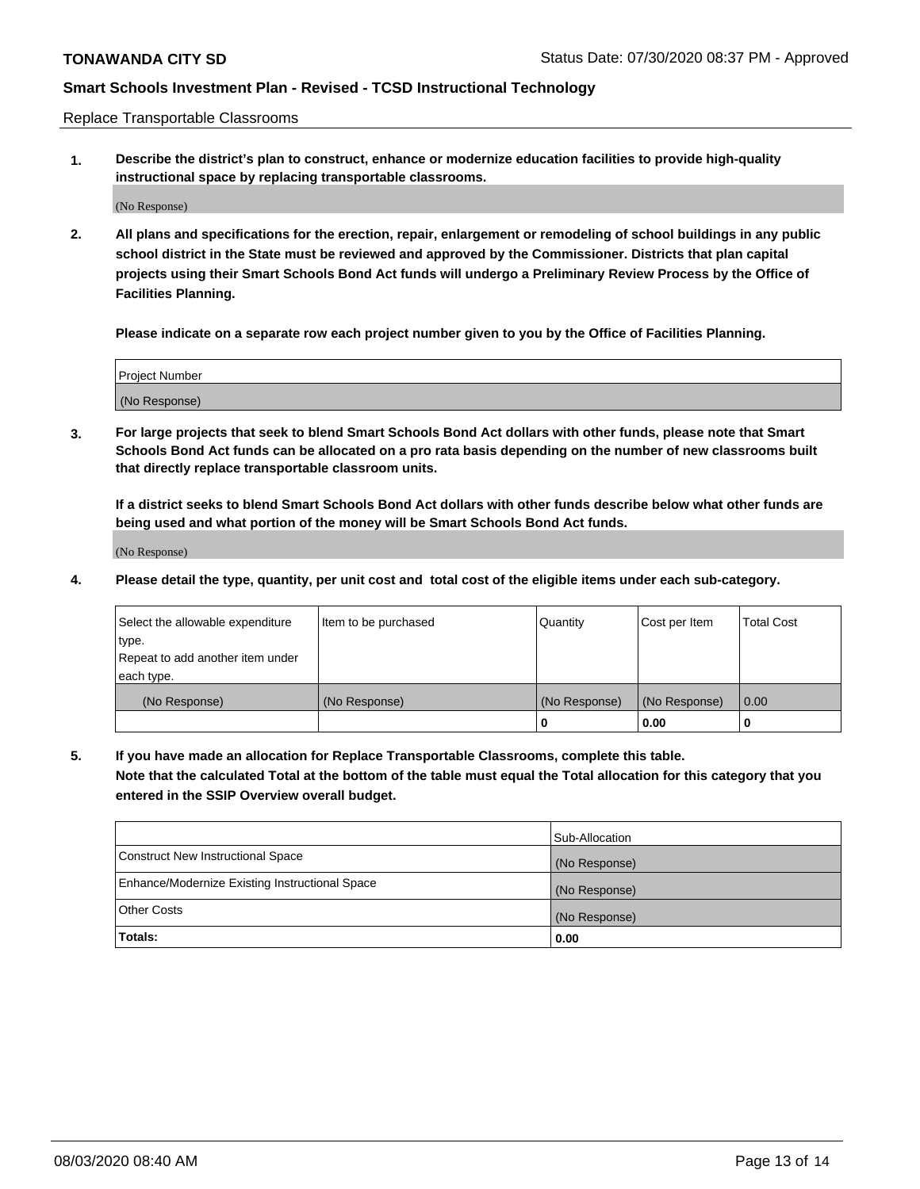Replace Transportable Classrooms

1. **Describe the district's plan to construct, enhance or modernize education facilities to provide high-quality instructional space by replacing transportable classrooms.**

(No Response)

2. **All plans and specifications for the erection, repair, enlargement or remodeling of school buildings in any public school district in the State must be reviewed and approved by the Commissioner. Districts that plan capital projects using their Smart Schools Bond Act funds will undergo a Preliminary Review Process by the Office of Facilities Planning.**

**Please indicate on a separate row each project number given to you by the Office of Facilities Planning.**

| Project Number |
|---|
| (No Response) |

3. **For large projects that seek to blend Smart Schools Bond Act dollars with other funds, please note that Smart Schools Bond Act funds can be allocated on a pro rata basis depending on the number of new classrooms built that directly replace transportable classroom units.**

**If a district seeks to blend Smart Schools Bond Act dollars with other funds describe below what other funds are being used and what portion of the money will be Smart Schools Bond Act funds.**

(No Response)

4. **Please detail the type, quantity, per unit cost and total cost of the eligible items under each sub-category.**

| Select the allowable expenditure type. Repeat to add another item under each type. | Item to be purchased | Quantity | Cost per Item | Total Cost |
|---|---|---|---|---|
| (No Response) | (No Response) | (No Response) | (No Response) | 0.00 |
| | | 0 | 0.00 | 0 |

5. **If you have made an allocation for Replace Transportable Classrooms, complete this table. Note that the calculated Total at the bottom of the table must equal the Total allocation for this category that you entered in the SSIP Overview overall budget.**

| | Sub-Allocation |
|---|---|
| Construct New Instructional Space | (No Response) |
| Enhance/Modernize Existing Instructional Space | (No Response) |
| Other Costs | (No Response) |
| **Totals:** | **0.00** |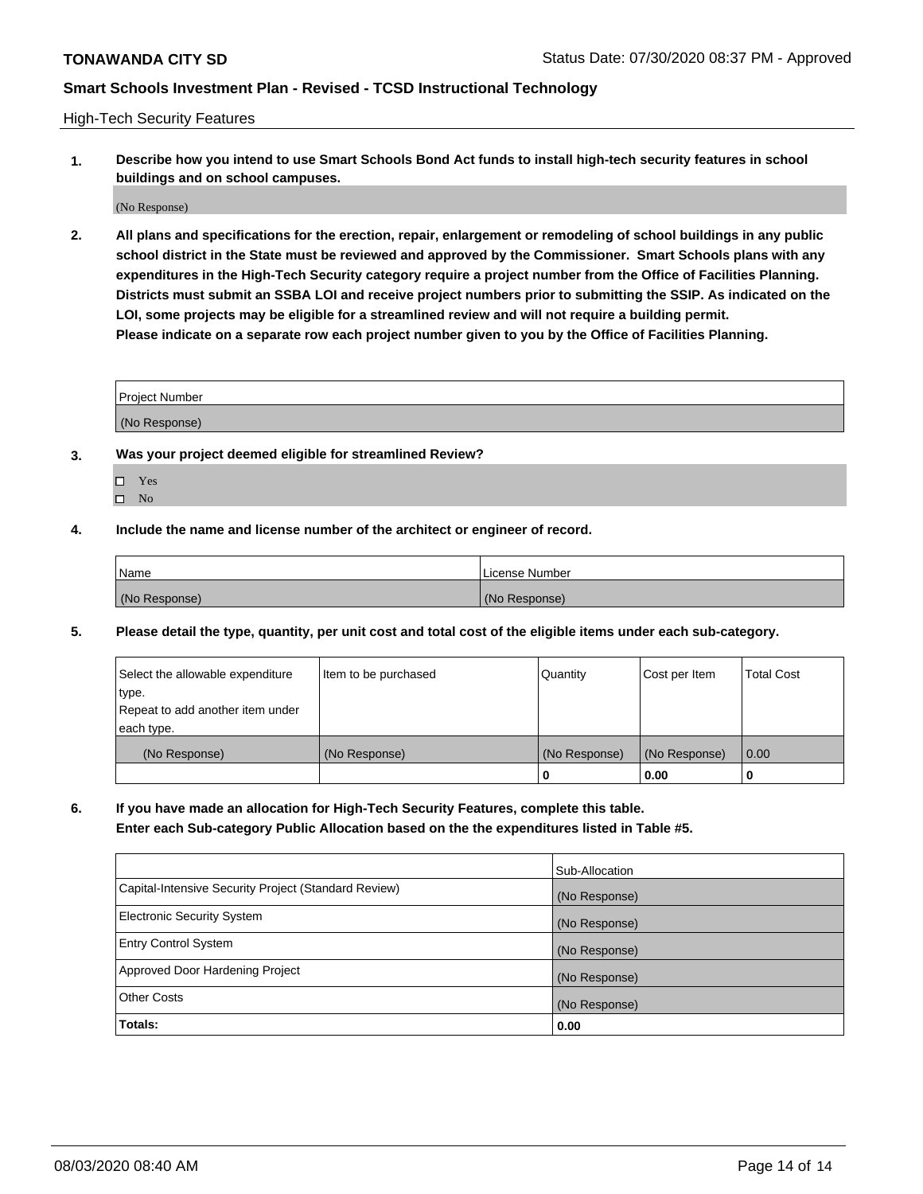High-Tech Security Features

**1. Describe how you intend to use Smart Schools Bond Act funds to install high-tech security features in school buildings and on school campuses.**

(No Response)

**2. All plans and specifications for the erection, repair, enlargement or remodeling of school buildings in any public school district in the State must be reviewed and approved by the Commissioner. Smart Schools plans with any expenditures in the High-Tech Security category require a project number from the Office of Facilities Planning. Districts must submit an SSBA LOI and receive project numbers prior to submitting the SSIP. As indicated on the LOI, some projects may be eligible for a streamlined review and will not require a building permit. Please indicate on a separate row each project number given to you by the Office of Facilities Planning.**

| Project Number |
| --- |
| (No Response) |

**3. Was your project deemed eligible for streamlined Review?**

- ☐ Yes
- ☐ No

**4. Include the name and license number of the architect or engineer of record.**

| Name | License Number |
| --- | --- |
| (No Response) | (No Response) |

**5. Please detail the type, quantity, per unit cost and total cost of the eligible items under each sub-category.**

| Select the allowable expenditure type. Repeat to add another item under each type. | Item to be purchased | Quantity | Cost per Item | Total Cost |
| --- | --- | --- | --- | --- |
| (No Response) | (No Response) | (No Response) | (No Response) | 0.00 |
| | | 0 | 0.00 | 0 |

**6. If you have made an allocation for High-Tech Security Features, complete this table. Enter each Sub-category Public Allocation based on the the expenditures listed in Table #5.**

| | Sub-Allocation |
| --- | --- |
| Capital-Intensive Security Project (Standard Review) | (No Response) |
| Electronic Security System | (No Response) |
| Entry Control System | (No Response) |
| Approved Door Hardening Project | (No Response) |
| Other Costs | (No Response) |
| **Totals:** | **0.00** |